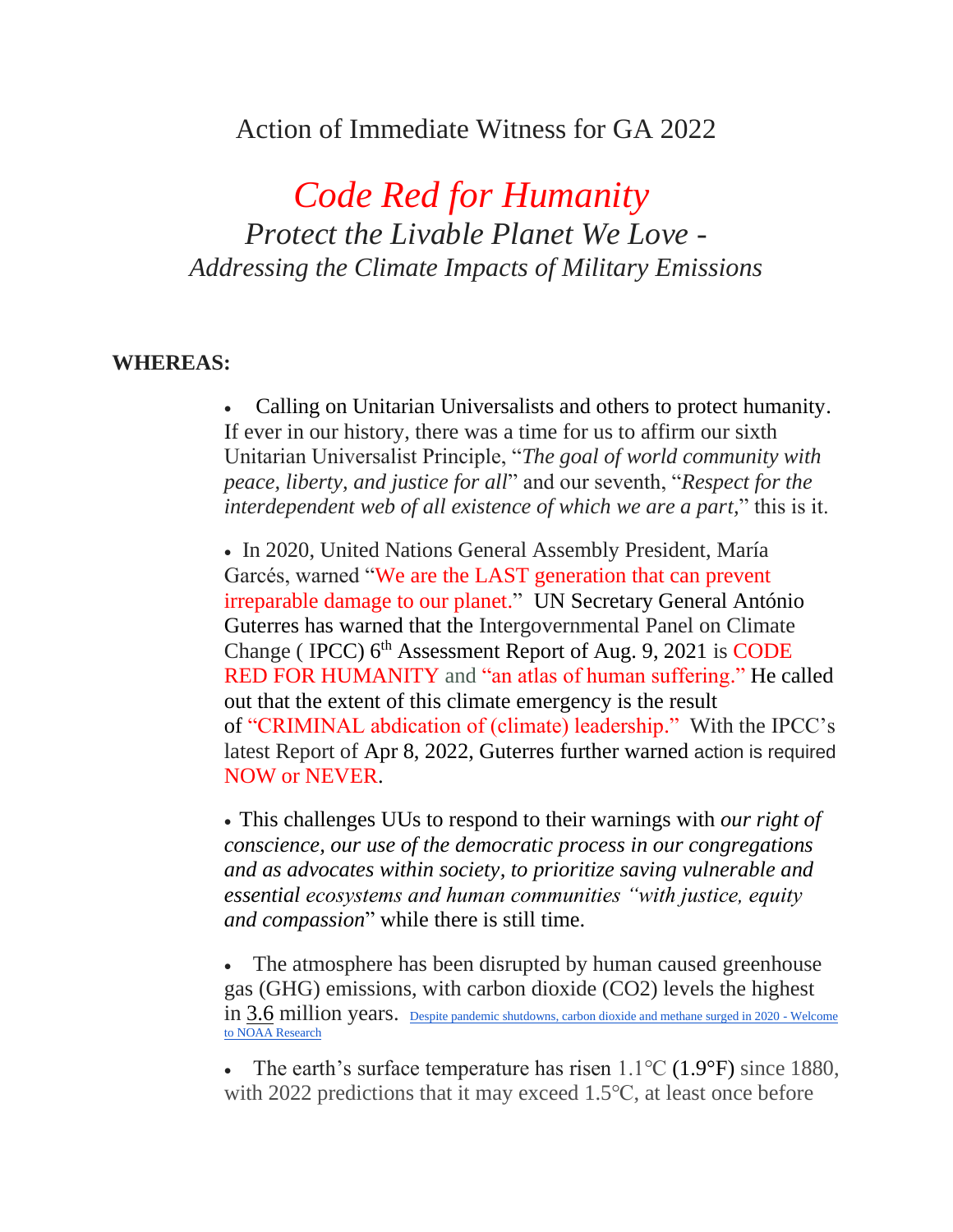# Action of Immediate Witness for GA 2022

## *Code Red for Humanity*

### *Protect the Livable Planet We Love - Addressing the Climate Impacts of Military Emissions*

**WHEREAS:**

- Calling on Unitarian Universalists and others to protect humanity. If ever in our history, there was a time for us to affirm our sixth Unitarian Universalist Principle, "*The goal of world community with peace, liberty, and justice for all*" and our seventh, "*Respect for the interdependent web of all existence of which we are a part*," this is it.

- In 2020, United Nations General Assembly President, María Garcés, warned "We are the LAST generation that can prevent irreparable damage to our planet." UN Secretary General António Guterres has warned that the Intergovernmental Panel on Climate Change ( IPCC) 6th Assessment Report of Aug. 9, 2021 is CODE RED FOR HUMANITY and "an atlas of human suffering." He called out that the extent of this climate emergency is the result of "CRIMINAL abdication of (climate) leadership." With the IPCC's latest Report of Apr 8, 2022, Guterres further warned action is required NOW or NEVER.

- This challenges UUs to respond to their warnings with *our right of conscience, our use of the democratic process in our congregations and as advocates within society, to prioritize saving vulnerable and essential ecosystems and human communities "with justice, equity and compassion*" while there is still time.

- The atmosphere has been disrupted by human caused greenhouse gas (GHG) emissions, with carbon dioxide ($CO_2$) levels the highest in 3.6 million years. [Despite pandemic shutdowns, carbon dioxide and methane surged in 2020 - Welcome to NOAA Research]

- The earth's surface temperature has risen 1.1℃ (1.9°F) since 1880, with 2022 predictions that it may exceed 1.5℃, at least once before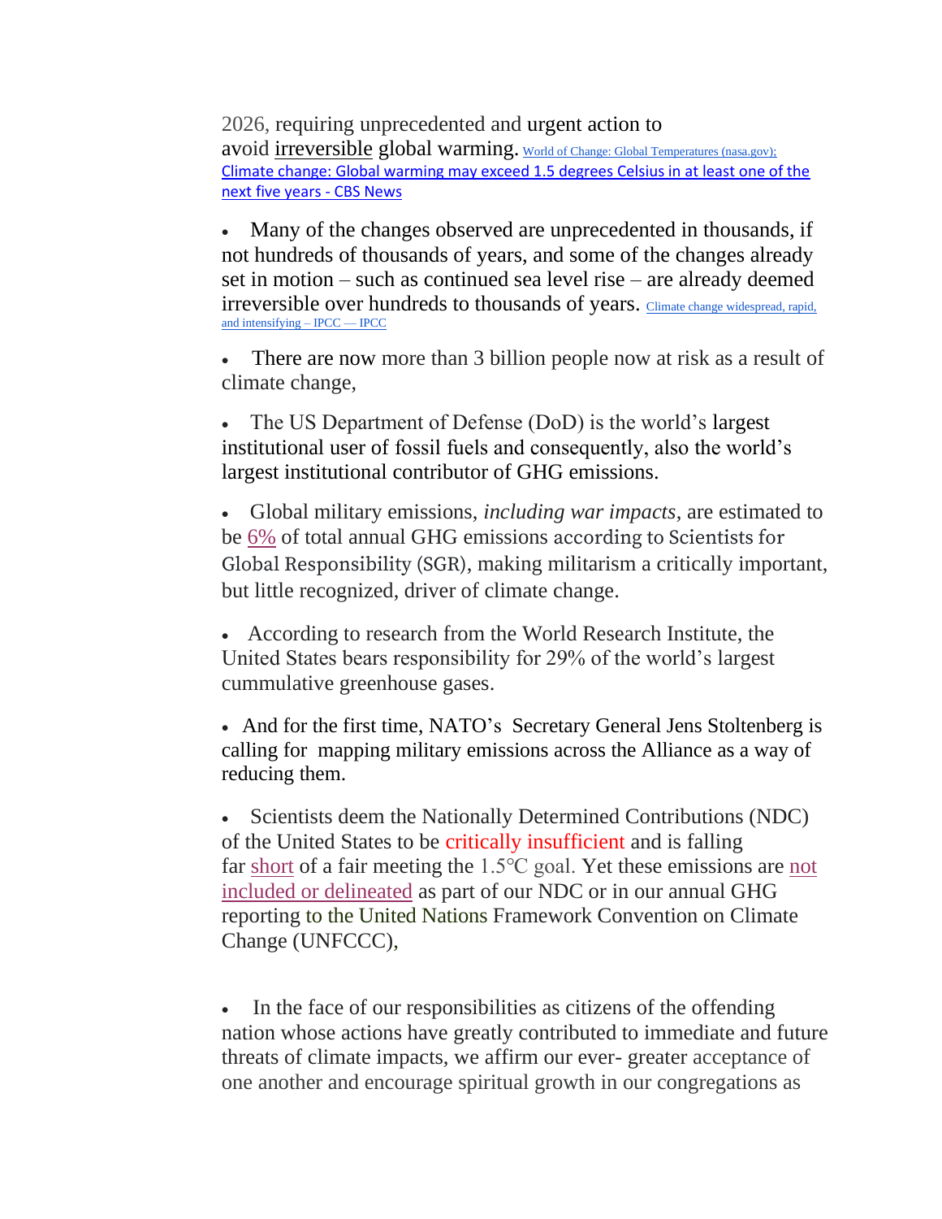2026, requiring unprecedented and urgent action to avoid irreversible global warming. World of Change: Global Temperatures (nasa.gov); Climate change: Global warming may exceed 1.5 degrees Celsius in at least one of the next five years - CBS News

- Many of the changes observed are unprecedented in thousands, if not hundreds of thousands of years, and some of the changes already set in motion – such as continued sea level rise – are already deemed irreversible over hundreds to thousands of years. Climate change widespread, rapid, and intensifying – IPCC — IPCC

- There are now more than 3 billion people now at risk as a result of climate change,

- The US Department of Defense (DoD) is the world's largest institutional user of fossil fuels and consequently, also the world's largest institutional contributor of GHG emissions.

- Global military emissions, *including war impacts*, are estimated to be 6% of total annual GHG emissions according to Scientists for Global Responsibility (SGR), making militarism a critically important, but little recognized, driver of climate change.

- According to research from the World Research Institute, the United States bears responsibility for 29% of the world's largest cummulative greenhouse gases.

- And for the first time, NATO's Secretary General Jens Stoltenberg is calling for mapping military emissions across the Alliance as a way of reducing them.

- Scientists deem the Nationally Determined Contributions (NDC) of the United States to be critically insufficient and is falling far short of a fair meeting the 1.5°C goal. Yet these emissions are not included or delineated as part of our NDC or in our annual GHG reporting to the United Nations Framework Convention on Climate Change (UNFCCC),

- In the face of our responsibilities as citizens of the offending nation whose actions have greatly contributed to immediate and future threats of climate impacts, we affirm our ever- greater acceptance of one another and encourage spiritual growth in our congregations as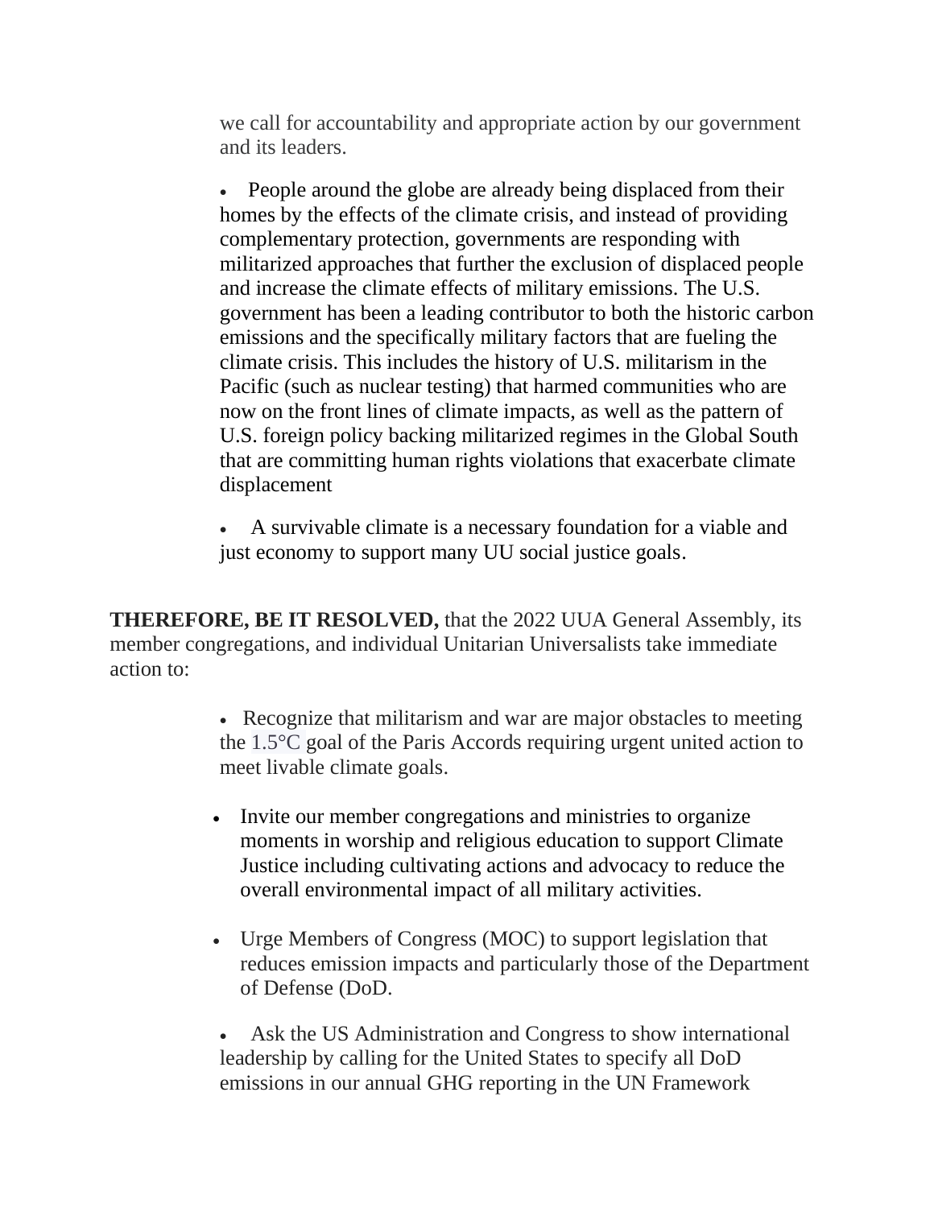we call for accountability and appropriate action by our government and its leaders.

- People around the globe are already being displaced from their homes by the effects of the climate crisis, and instead of providing complementary protection, governments are responding with militarized approaches that further the exclusion of displaced people and increase the climate effects of military emissions. The U.S. government has been a leading contributor to both the historic carbon emissions and the specifically military factors that are fueling the climate crisis. This includes the history of U.S. militarism in the Pacific (such as nuclear testing) that harmed communities who are now on the front lines of climate impacts, as well as the pattern of U.S. foreign policy backing militarized regimes in the Global South that are committing human rights violations that exacerbate climate displacement

- A survivable climate is a necessary foundation for a viable and just economy to support many UU social justice goals.

**THEREFORE, BE IT RESOLVED,** that the 2022 UUA General Assembly, its member congregations, and individual Unitarian Universalists take immediate action to:

- Recognize that militarism and war are major obstacles to meeting the 1.5°C goal of the Paris Accords requiring urgent united action to meet livable climate goals.

- Invite our member congregations and ministries to organize moments in worship and religious education to support Climate Justice including cultivating actions and advocacy to reduce the overall environmental impact of all military activities.

- Urge Members of Congress (MOC) to support legislation that reduces emission impacts and particularly those of the Department of Defense (DoD.

- Ask the US Administration and Congress to show international leadership by calling for the United States to specify all DoD emissions in our annual GHG reporting in the UN Framework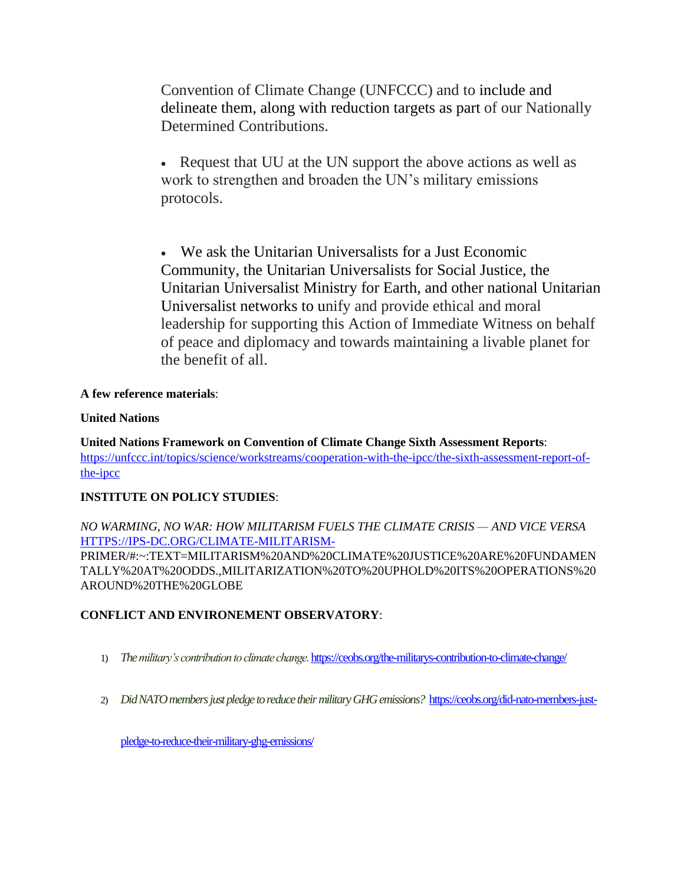Convention of Climate Change (UNFCCC) and to include and delineate them, along with reduction targets as part of our Nationally Determined Contributions.

- Request that UU at the UN support the above actions as well as work to strengthen and broaden the UN's military emissions protocols.

- We ask the Unitarian Universalists for a Just Economic Community, the Unitarian Universalists for Social Justice, the Unitarian Universalist Ministry for Earth, and other national Unitarian Universalist networks to unify and provide ethical and moral leadership for supporting this Action of Immediate Witness on behalf of peace and diplomacy and towards maintaining a livable planet for the benefit of all.

**A few reference materials**:

**United Nations**

**United Nations Framework on Convention of Climate Change Sixth Assessment Reports**: https://unfccc.int/topics/science/workstreams/cooperation-with-the-ipcc/the-sixth-assessment-report-of-the-ipcc

**INSTITUTE ON POLICY STUDIES**:

*NO WARMING, NO WAR: HOW MILITARISM FUELS THE CLIMATE CRISIS — AND VICE VERSA* HTTPS://IPS-DC.ORG/CLIMATE-MILITARISM-PRIMER/#:~:TEXT=MILITARISM%20AND%20CLIMATE%20JUSTICE%20ARE%20FUNDAMENTALLY%20AT%20ODDS.,MILITARIZATION%20TO%20UPHOLD%20ITS%20OPERATIONS%20AROUND%20THE%20GLOBE

**CONFLICT AND ENVIRONEMENT OBSERVATORY**:

1) *The military's contribution to climate change.* https://ceobs.org/the-militarys-contribution-to-climate-change/

2) *Did NATO members just pledge to reduce their military GHG emissions?* https://ceobs.org/did-nato-members-just-pledge-to-reduce-their-military-ghg-emissions/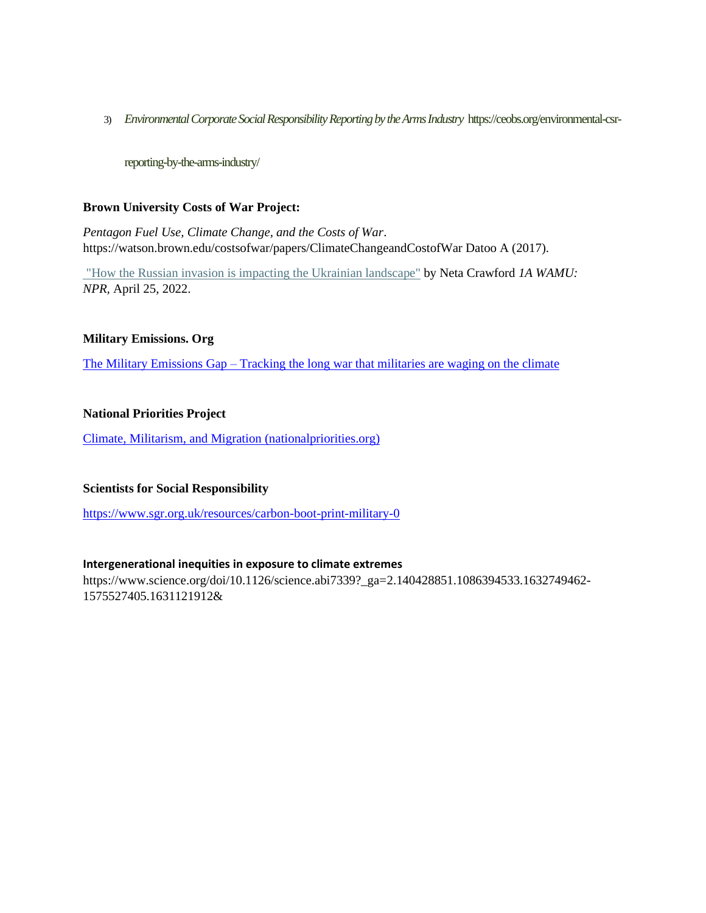3) *Environmental Corporate Social Responsibility Reporting by the Arms Industry* https://ceobs.org/environmental-csr-reporting-by-the-arms-industry/

**Brown University Costs of War Project:**

*Pentagon Fuel Use, Climate Change, and the Costs of War*. https://watson.brown.edu/costsofwar/papers/ClimateChangeandCostofWar Datoo A (2017).

"How the Russian invasion is impacting the Ukrainian landscape" by Neta Crawford *1A WAMU: NPR*, April 25, 2022.

**Military Emissions. Org**

The Military Emissions Gap – Tracking the long war that militaries are waging on the climate

**National Priorities Project**

Climate, Militarism, and Migration (nationalpriorities.org)

**Scientists for Social Responsibility**

https://www.sgr.org.uk/resources/carbon-boot-print-military-0

**Intergenerational inequities in exposure to climate extremes**

https://www.science.org/doi/10.1126/science.abi7339?_ga=2.140428851.1086394533.1632749462-1575527405.1631121912&